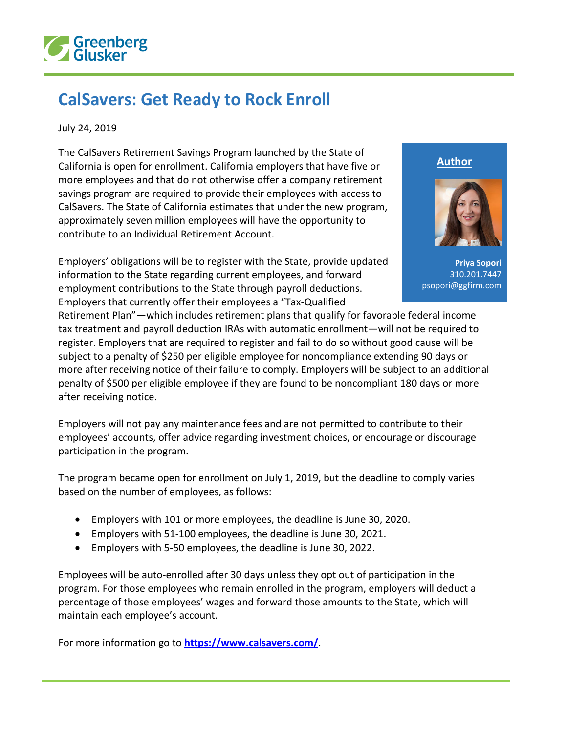# CalSavers: Get Ready to Rock Enroll

July 24, 2019

**Author**

**Priya Sopori**
310.201.7447
psopori@ggfirm.com

The CalSavers Retirement Savings Program launched by the State of California is open for enrollment. California employers that have five or more employees and that do not otherwise offer a company retirement savings program are required to provide their employees with access to CalSavers. The State of California estimates that under the new program, approximately seven million employees will have the opportunity to contribute to an Individual Retirement Account.

Employers' obligations will be to register with the State, provide updated information to the State regarding current employees, and forward employment contributions to the State through payroll deductions. Employers that currently offer their employees a "Tax-Qualified Retirement Plan"—which includes retirement plans that qualify for favorable federal income tax treatment and payroll deduction IRAs with automatic enrollment—will not be required to register. Employers that are required to register and fail to do so without good cause will be subject to a penalty of $250 per eligible employee for noncompliance extending 90 days or more after receiving notice of their failure to comply. Employers will be subject to an additional penalty of $500 per eligible employee if they are found to be noncompliant 180 days or more after receiving notice.

Employers will not pay any maintenance fees and are not permitted to contribute to their employees' accounts, offer advice regarding investment choices, or encourage or discourage participation in the program.

The program became open for enrollment on July 1, 2019, but the deadline to comply varies based on the number of employees, as follows:

- Employers with 101 or more employees, the deadline is June 30, 2020.
- Employers with 51-100 employees, the deadline is June 30, 2021.
- Employers with 5-50 employees, the deadline is June 30, 2022.

Employees will be auto-enrolled after 30 days unless they opt out of participation in the program. For those employees who remain enrolled in the program, employers will deduct a percentage of those employees' wages and forward those amounts to the State, which will maintain each employee's account.

For more information go to **https://www.calsavers.com/**.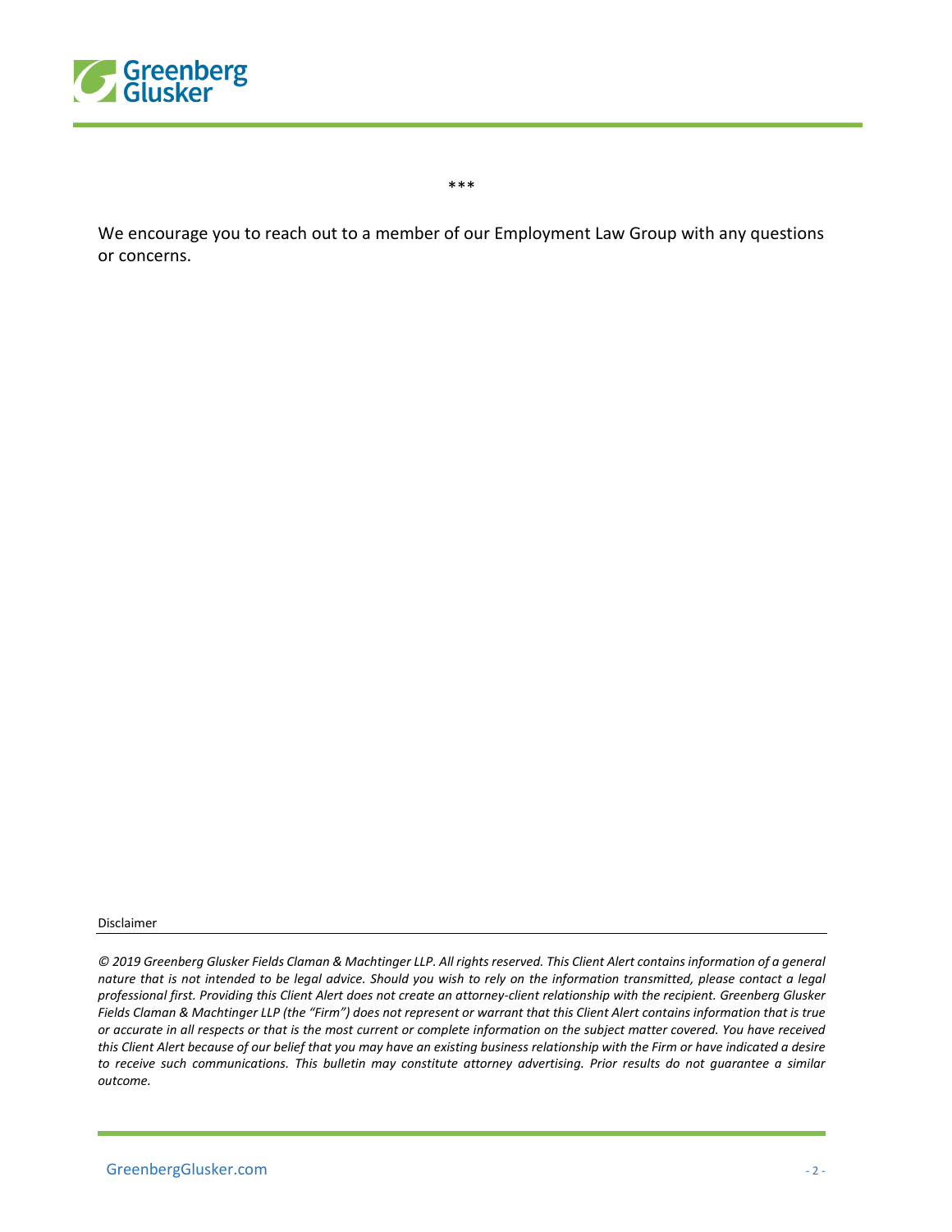\*\*\*

We encourage you to reach out to a member of our Employment Law Group with any questions or concerns.

Disclaimer

*© 2019 Greenberg Glusker Fields Claman & Machtinger LLP. All rights reserved. This Client Alert contains information of a general nature that is not intended to be legal advice. Should you wish to rely on the information transmitted, please contact a legal professional first. Providing this Client Alert does not create an attorney-client relationship with the recipient. Greenberg Glusker Fields Claman & Machtinger LLP (the "Firm") does not represent or warrant that this Client Alert contains information that is true or accurate in all respects or that is the most current or complete information on the subject matter covered. You have received this Client Alert because of our belief that you may have an existing business relationship with the Firm or have indicated a desire to receive such communications. This bulletin may constitute attorney advertising. Prior results do not guarantee a similar outcome.*